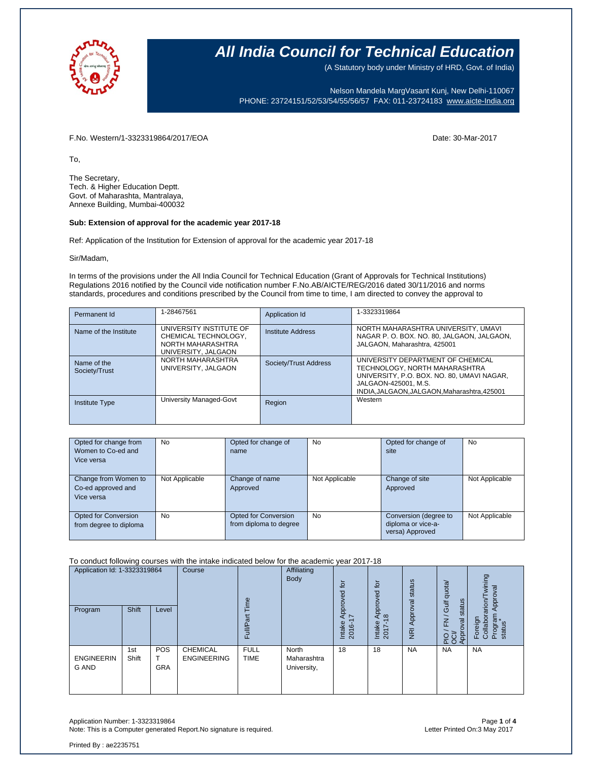# All India Council for Technical Education

(A Statutory body under Ministry of HRD, Govt. of India)

Nelson Mandela MargVasant Kunj, New Delhi-110067
PHONE: 23724151/52/53/54/55/56/57 FAX: 011-23724183 www.aicte-India.org

F.No. Western/1-3323319864/2017/EOA

Date: 30-Mar-2017

To,

The Secretary,
Tech. & Higher Education Deptt.
Govt. of Maharashta, Mantralaya,
Annexe Building, Mumbai-400032

**Sub: Extension of approval for the academic year 2017-18**

Ref: Application of the Institution for Extension of approval for the academic year 2017-18

Sir/Madam,

In terms of the provisions under the All India Council for Technical Education (Grant of Approvals for Technical Institutions) Regulations 2016 notified by the Council vide notification number F.No.AB/AICTE/REG/2016 dated 30/11/2016 and norms standards, procedures and conditions prescribed by the Council from time to time, I am directed to convey the approval to

| Permanent Id | 1-28467561 | Application Id | 1-3323319864 |
|---|---|---|---|
| Name of the Institute | UNIVERSITY INSTITUTE OF CHEMICAL TECHNOLOGY, NORTH MAHARASHTRA UNIVERSITY, JALGAON | Institute Address | NORTH MAHARASHTRA UNIVERSITY, UMAVI NAGAR P. O. BOX. NO. 80, JALGAON, JALGAON, JALGAON, Maharashtra, 425001 |
| Name of the Society/Trust | NORTH MAHARASHTRA UNIVERSITY, JALGAON | Society/Trust Address | UNIVERSITY DEPARTMENT OF CHEMICAL TECHNOLOGY, NORTH MAHARASHTRA UNIVERSITY, P.O. BOX. NO. 80, UMAVI NAGAR, JALGAON-425001, M.S. INDIA,JALGAON,JALGAON,Maharashtra,425001 |
| Institute Type | University Managed-Govt | Region | Western |

| Opted for change from Women to Co-ed and Vice versa | No | Opted for change of name | No | Opted for change of site | No |
|---|---|---|---|---|---|
| Change from Women to Co-ed approved and Vice versa | Not Applicable | Change of name Approved | Not Applicable | Change of site Approved | Not Applicable |
| Opted for Conversion from degree to diploma | No | Opted for Conversion from diploma to degree | No | Conversion (degree to diploma or vice-a-versa) Approved | Not Applicable |

To conduct following courses with the intake indicated below for the academic year 2017-18

| Application Id: 1-3323319864 | | | Course | Full/Part Time | Affiliating Body | Intake Approved for 2016-17 | Intake Approved for 2017-18 | NRI Approval status | PIO / FN / Gulf quota/ OCI/ Approval status | Foreign Collaboration/Twining Program Approval status* |
|---|---|---|---|---|---|---|---|---|---|---|
| Program | Shift | Level | | | | | | | | |
| ENGINEERING AND | 1st Shift | POST GRA | CHEMICAL ENGINEERING | FULL TIME | North Maharashtra University, | 18 | 18 | NA | NA | NA |

Application Number: 1-3323319864
Note: This is a Computer generated Report.No signature is required.

Letter Printed On:3 May 2017

Printed By : ae2235751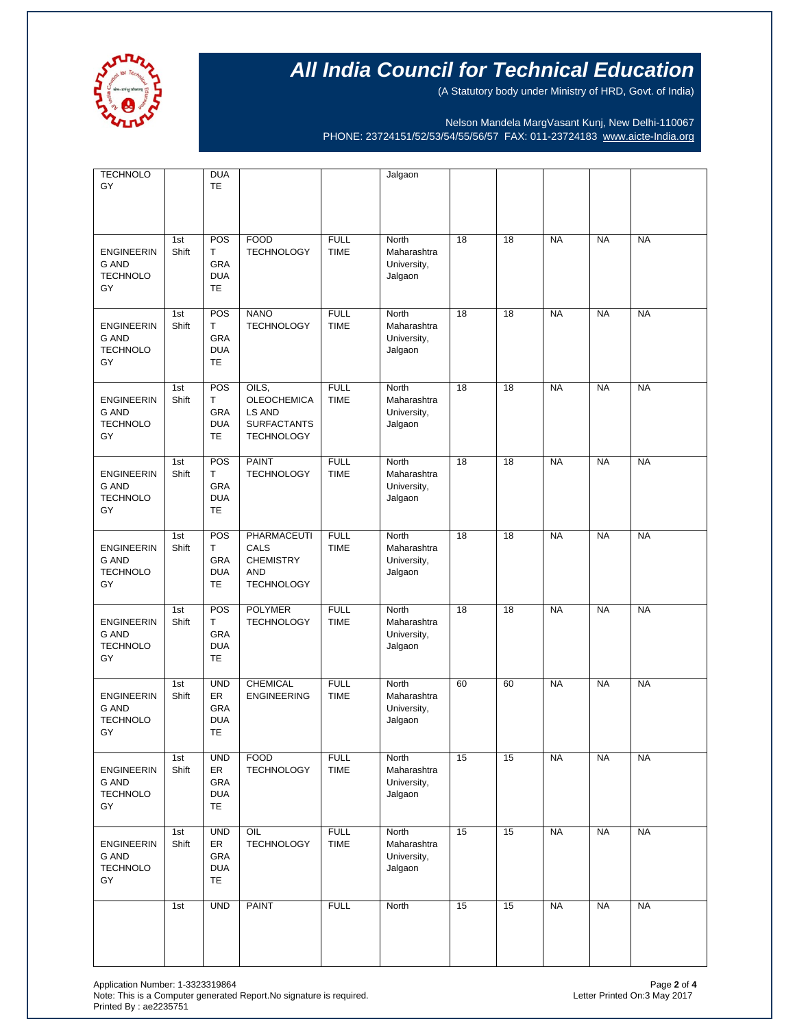# All India Council for Technical Education

(A Statutory body under Ministry of HRD, Govt. of India)

Nelson Mandela MargVasant Kunj, New Delhi-110067
PHONE: 23724151/52/53/54/55/56/57 FAX: 011-23724183 www.aicte-India.org

| | | | | | | | | | | |
|---|---|---|---|---|---|---|---|---|---|---|
| TECHNOLOGY | | DUATE | | | Jalgaon | | | | | |
| ENGINEERING AND TECHNOLOGY | 1st Shift | POST GRADUATE | FOOD TECHNOLOGY | FULL TIME | North Maharashtra University, Jalgaon | 18 | 18 | NA | NA | NA |
| ENGINEERING AND TECHNOLOGY | 1st Shift | POST GRADUATE | NANO TECHNOLOGY | FULL TIME | North Maharashtra University, Jalgaon | 18 | 18 | NA | NA | NA |
| ENGINEERING AND TECHNOLOGY | 1st Shift | POST GRADUATE | OILS, OLEOCHEMICALS AND SURFACTANTS TECHNOLOGY | FULL TIME | North Maharashtra University, Jalgaon | 18 | 18 | NA | NA | NA |
| ENGINEERING AND TECHNOLOGY | 1st Shift | POST GRADUATE | PAINT TECHNOLOGY | FULL TIME | North Maharashtra University, Jalgaon | 18 | 18 | NA | NA | NA |
| ENGINEERING AND TECHNOLOGY | 1st Shift | POST GRADUATE | PHARMACEUTICALS CHEMISTRY AND TECHNOLOGY | FULL TIME | North Maharashtra University, Jalgaon | 18 | 18 | NA | NA | NA |
| ENGINEERING AND TECHNOLOGY | 1st Shift | POST GRADUATE | POLYMER TECHNOLOGY | FULL TIME | North Maharashtra University, Jalgaon | 18 | 18 | NA | NA | NA |
| ENGINEERING AND TECHNOLOGY | 1st Shift | UNDER GRADUATE | CHEMICAL ENGINEERING | FULL TIME | North Maharashtra University, Jalgaon | 60 | 60 | NA | NA | NA |
| ENGINEERING AND TECHNOLOGY | 1st Shift | UNDER GRADUATE | FOOD TECHNOLOGY | FULL TIME | North Maharashtra University, Jalgaon | 15 | 15 | NA | NA | NA |
| ENGINEERING AND TECHNOLOGY | 1st Shift | UNDER GRADUATE | OIL TECHNOLOGY | FULL TIME | North Maharashtra University, Jalgaon | 15 | 15 | NA | NA | NA |
| | 1st | UND | PAINT | FULL | North | 15 | 15 | NA | NA | NA |

Application Number: 1-3323319864
Note: This is a Computer generated Report.No signature is required.
Printed By : ae2235751

Letter Printed On:3 May 2017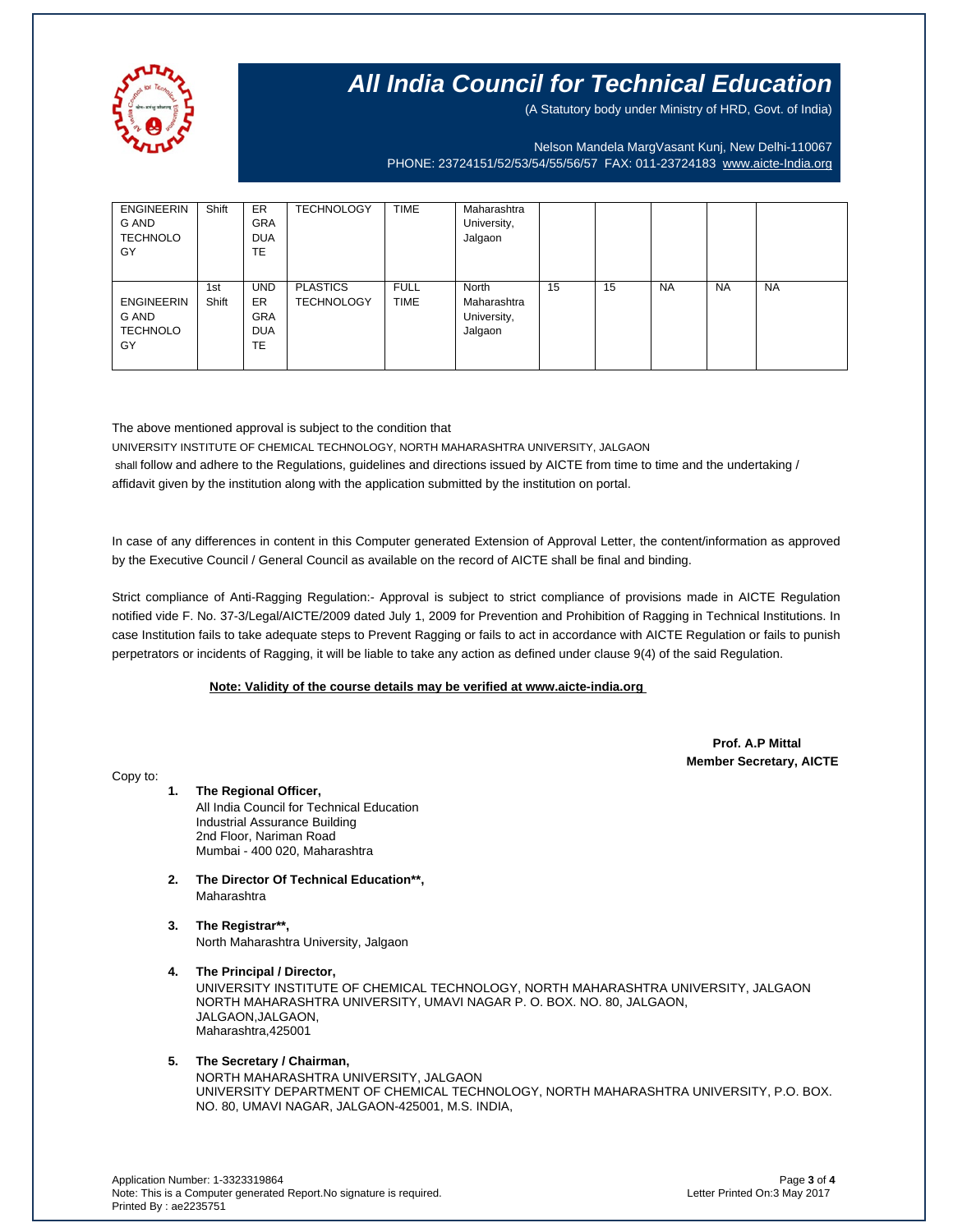# All India Council for Technical Education

(A Statutory body under Ministry of HRD, Govt. of India)

Nelson Mandela MargVasant Kunj, New Delhi-110067
PHONE: 23724151/52/53/54/55/56/57 FAX: 011-23724183 www.aicte-India.org

| | | | | | | | | | | |
|---|---|---|---|---|---|---|---|---|---|---|
| ENGINEERING AND TECHNOLOGY | Shift | ERGRADUATE | TECHNOLOGY | TIME | Maharashtra University, Jalgaon | | | | | |
| ENGINEERING AND TECHNOLOGY | 1st Shift | UNDERGRADUATE | PLASTICS TECHNOLOGY | FULL TIME | North Maharashtra University, Jalgaon | 15 | 15 | NA | NA | NA |

The above mentioned approval is subject to the condition that

UNIVERSITY INSTITUTE OF CHEMICAL TECHNOLOGY, NORTH MAHARASHTRA UNIVERSITY, JALGAON

shall follow and adhere to the Regulations, guidelines and directions issued by AICTE from time to time and the undertaking / affidavit given by the institution along with the application submitted by the institution on portal.

In case of any differences in content in this Computer generated Extension of Approval Letter, the content/information as approved by the Executive Council / General Council as available on the record of AICTE shall be final and binding.

Strict compliance of Anti-Ragging Regulation:- Approval is subject to strict compliance of provisions made in AICTE Regulation notified vide F. No. 37-3/Legal/AICTE/2009 dated July 1, 2009 for Prevention and Prohibition of Ragging in Technical Institutions. In case Institution fails to take adequate steps to Prevent Ragging or fails to act in accordance with AICTE Regulation or fails to punish perpetrators or incidents of Ragging, it will be liable to take any action as defined under clause 9(4) of the said Regulation.

**Note: Validity of the course details may be verified at www.aicte-india.org**

**Prof. A.P Mittal**
**Member Secretary, AICTE**

Copy to:

1. **The Regional Officer,**
   All India Council for Technical Education
   Industrial Assurance Building
   2nd Floor, Nariman Road
   Mumbai - 400 020, Maharashtra

2. **The Director Of Technical Education\*\*,**
   Maharashtra

3. **The Registrar\*\*,**
   North Maharashtra University, Jalgaon

4. **The Principal / Director,**
   UNIVERSITY INSTITUTE OF CHEMICAL TECHNOLOGY, NORTH MAHARASHTRA UNIVERSITY, JALGAON
   NORTH MAHARASHTRA UNIVERSITY, UMAVI NAGAR P. O. BOX. NO. 80, JALGAON,
   JALGAON,JALGAON,
   Maharashtra,425001

5. **The Secretary / Chairman,**
   NORTH MAHARASHTRA UNIVERSITY, JALGAON
   UNIVERSITY DEPARTMENT OF CHEMICAL TECHNOLOGY, NORTH MAHARASHTRA UNIVERSITY, P.O. BOX. NO. 80, UMAVI NAGAR, JALGAON-425001, M.S. INDIA,

Application Number: 1-3323319864
Note: This is a Computer generated Report.No signature is required.
Printed By : ae2235751

Letter Printed On:3 May 2017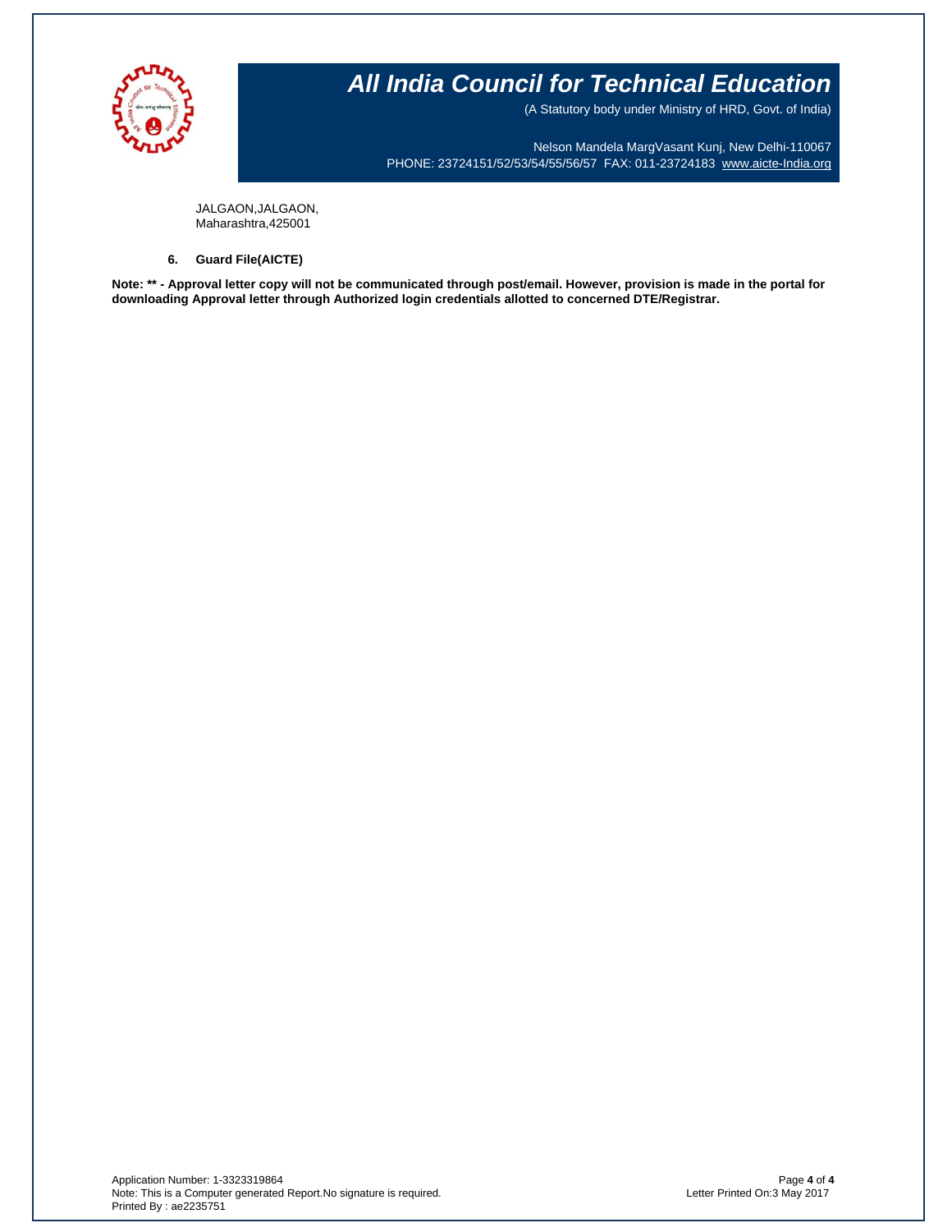JALGAON,JALGAON,
Maharashtra,425001

6. **Guard File(AICTE)**

**Note: ** - Approval letter copy will not be communicated through post/email. However, provision is made in the portal for downloading Approval letter through Authorized login credentials allotted to concerned DTE/Registrar.**